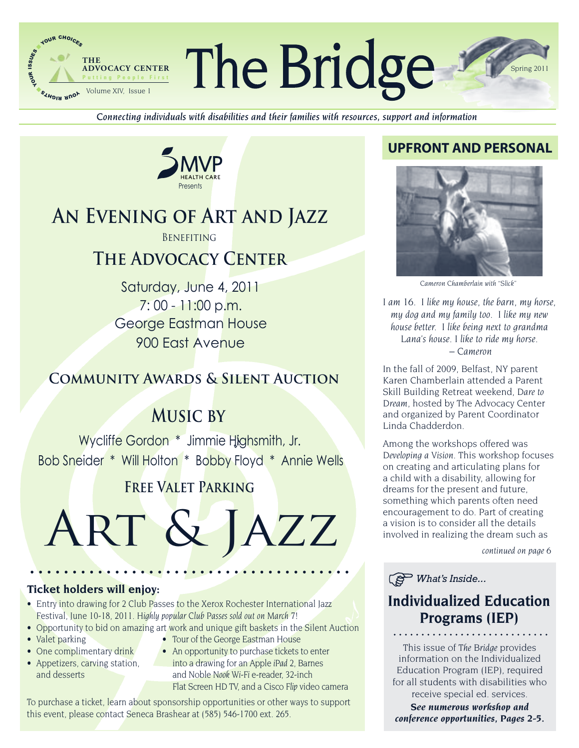THE ADVOCACY CENTER
Putting People First

YOUR ISSUES · YOUR CHOICES · YOUR RIGHTS

Volume XIV, Issue 1

# The Bridge

Spring 2011

*Connecting individuals with disabilities and their families with resources, support and information*

MVP HEALTH CARE
Presents

## An Evening of Art and Jazz

Benefiting

## The Advocacy Center

Saturday, June 4, 2011
7: 00 - 11:00 p.m.
George Eastman House
900 East Avenue

### Community Awards & Silent Auction

### Music by

Wycliffe Gordon * Jimmie Highsmith, Jr.
Bob Sneider * Will Holton * Bobby Floyd * Annie Wells

### Free Valet Parking

# Art & Jazz

**Ticket holders will enjoy:**

- Entry into drawing for 2 Club Passes to the Xerox Rochester International Jazz Festival, June 10-18, 2011. *Highly popular Club Passes sold out on March 7!*
- Opportunity to bid on amazing art work and unique gift baskets in the Silent Auction
- Valet parking
- One complimentary drink
- Appetizers, carving station, and desserts
- Tour of the George Eastman House
- An opportunity to purchase tickets to enter into a drawing for an Apple *iPad* 2, Barnes and Noble *Nook Wi-Fi* e-reader, 32-inch Flat Screen HD TV, and a Cisco *Flip* video camera

To purchase a ticket, learn about sponsorship opportunities or other ways to support this event, please contact Seneca Brashear at (585) 546-1700 ext. 265.

## UPFRONT AND PERSONAL

*Cameron Chamberlain with "Slick"*

*I am 16. I like my house, the barn, my horse, my dog and my family too. I like my new house better. I like being next to grandma Lana's house. I like to ride my horse.*
*– Cameron*

In the fall of 2009, Belfast, NY parent Karen Chamberlain attended a Parent Skill Building Retreat weekend, *Dare to Dream*, hosted by The Advocacy Center and organized by Parent Coordinator Linda Chadderdon.

Among the workshops offered was *Developing a Vision*. This workshop focuses on creating and articulating plans for a child with a disability, allowing for dreams for the present and future, something which parents often need encouragement to do. Part of creating a vision is to consider all the details involved in realizing the dream such as

*continued on page 6*

*What's Inside...*

## Individualized Education Programs (IEP)

This issue of *The Bridge* provides information on the Individualized Education Program (IEP), required for all students with disabilities who receive special ed. services.

***See numerous workshop and conference opportunities, Pages 2-5.***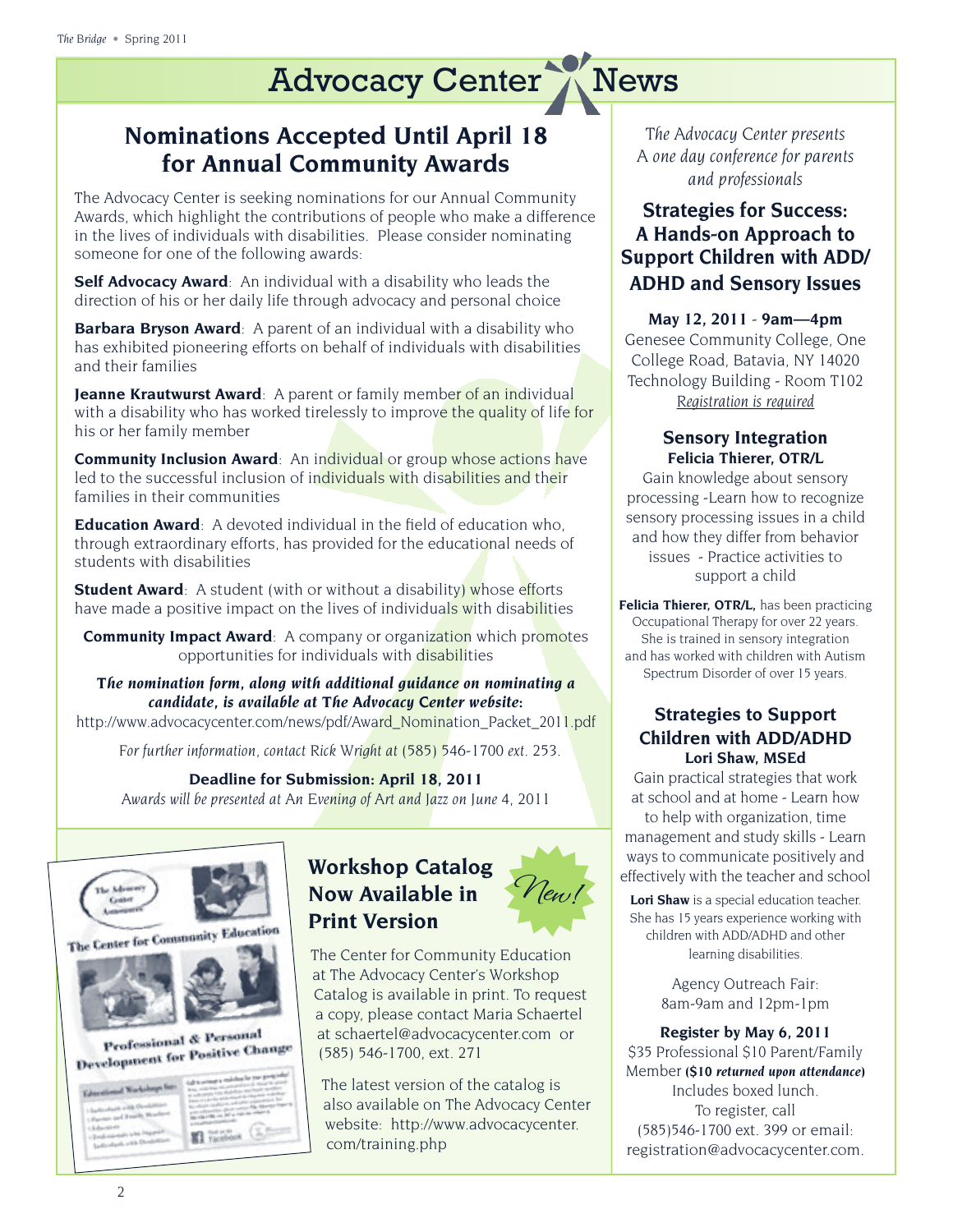# Advocacy Center News

## Nominations Accepted Until April 18 for Annual Community Awards

The Advocacy Center is seeking nominations for our Annual Community Awards, which highlight the contributions of people who make a difference in the lives of individuals with disabilities. Please consider nominating someone for one of the following awards:

**Self Advocacy Award**: An individual with a disability who leads the direction of his or her daily life through advocacy and personal choice

**Barbara Bryson Award**: A parent of an individual with a disability who has exhibited pioneering efforts on behalf of individuals with disabilities and their families

**Jeanne Krautwurst Award**: A parent or family member of an individual with a disability who has worked tirelessly to improve the quality of life for his or her family member

**Community Inclusion Award**: An individual or group whose actions have led to the successful inclusion of individuals with disabilities and their families in their communities

**Education Award**: A devoted individual in the field of education who, through extraordinary efforts, has provided for the educational needs of students with disabilities

**Student Award**: A student (with or without a disability) whose efforts have made a positive impact on the lives of individuals with disabilities

**Community Impact Award**: A company or organization which promotes opportunities for individuals with disabilities

***The nomination form, along with additional guidance on nominating a candidate, is available at The Advocacy Center website:***
http://www.advocacycenter.com/news/pdf/Award_Nomination_Packet_2011.pdf

*For further information, contact Rick Wright at* (585) 546-1700 *ext.* 253.

**Deadline for Submission: April 18, 2011**
*Awards will be presented at An Evening of Art and Jazz on June* 4, 2011

## Workshop Catalog Now Available in Print Version

*New!*

The Center for Community Education at The Advocacy Center's Workshop Catalog is available in print. To request a copy, please contact Maria Schaertel at schaertel@advocacycenter.com or (585) 546-1700, ext. 271

The latest version of the catalog is also available on The Advocacy Center website: http://www.advocacycenter.com/training.php

*The Advocacy Center presents A one day conference for parents and professionals*

## Strategies for Success: A Hands-on Approach to Support Children with ADD/ADHD and Sensory Issues

**May 12, 2011 - 9am—4pm**
Genesee Community College, One College Road, Batavia, NY 14020
Technology Building - Room T102
*Registration is required*

### Sensory Integration
**Felicia Thierer, OTR/L**

Gain knowledge about sensory processing -Learn how to recognize sensory processing issues in a child and how they differ from behavior issues - Practice activities to support a child

**Felicia Thierer, OTR/L,** has been practicing Occupational Therapy for over 22 years. She is trained in sensory integration and has worked with children with Autism Spectrum Disorder of over 15 years.

### Strategies to Support Children with ADD/ADHD
**Lori Shaw, MSEd**

Gain practical strategies that work at school and at home - Learn how to help with organization, time management and study skills - Learn ways to communicate positively and effectively with the teacher and school

**Lori Shaw** is a special education teacher. She has 15 years experience working with children with ADD/ADHD and other learning disabilities.

Agency Outreach Fair: 8am-9am and 12pm-1pm

**Register by May 6, 2011**
$35 Professional $10 Parent/Family Member **(*$10 returned upon attendance*)**
Includes boxed lunch.
To register, call (585)546-1700 ext. 399 or email: registration@advocacycenter.com.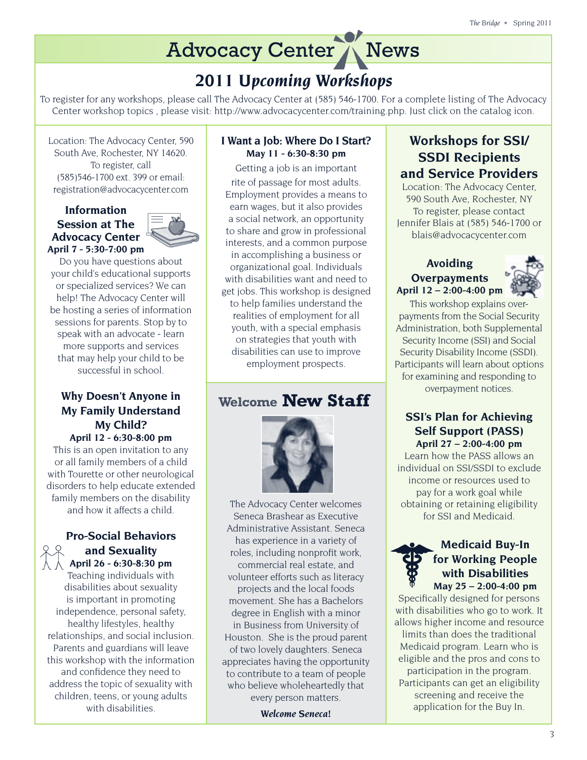# Advocacy Center News

## 2011 Upcoming Workshops

To register for any workshops, please call The Advocacy Center at (585) 546-1700. For a complete listing of The Advocacy Center workshop topics , please visit: http://www.advocacycenter.com/training.php. Just click on the catalog icon.

Location: The Advocacy Center, 590 South Ave, Rochester, NY 14620. To register, call (585)546-1700 ext. 399 or email: registration@advocacycenter.com

### Information Session at The Advocacy Center
**April 7 - 5:30-7:00 pm**

Do you have questions about your child's educational supports or specialized services? We can help! The Advocacy Center will be hosting a series of information sessions for parents. Stop by to speak with an advocate - learn more supports and services that may help your child to be successful in school.

### Why Doesn't Anyone in My Family Understand My Child?
**April 12 - 6:30-8:00 pm**

This is an open invitation to any or all family members of a child with Tourette or other neurological disorders to help educate extended family members on the disability and how it affects a child.

### Pro-Social Behaviors and Sexuality
**April 26 - 6:30-8:30 pm**

Teaching individuals with disabilities about sexuality is important in promoting independence, personal safety, healthy lifestyles, healthy relationships, and social inclusion. Parents and guardians will leave this workshop with the information and confidence they need to address the topic of sexuality with children, teens, or young adults with disabilities.

### I Want a Job: Where Do I Start?
**May 11 - 6:30-8:30 pm**

Getting a job is an important rite of passage for most adults. Employment provides a means to earn wages, but it also provides a social network, an opportunity to share and grow in professional interests, and a common purpose in accomplishing a business or organizational goal. Individuals with disabilities want and need to get jobs. This workshop is designed to help families understand the realities of employment for all youth, with a special emphasis on strategies that youth with disabilities can use to improve employment prospects.

## Welcome New Staff

The Advocacy Center welcomes Seneca Brashear as Executive Administrative Assistant. Seneca has experience in a variety of roles, including nonprofit work, commercial real estate, and volunteer efforts such as literacy projects and the local foods movement. She has a Bachelors degree in English with a minor in Business from University of Houston. She is the proud parent of two lovely daughters. Seneca appreciates having the opportunity to contribute to a team of people who believe wholeheartedly that every person matters.

***Welcome Seneca!***

## Workshops for SSI/ SSDI Recipients and Service Providers

Location: The Advocacy Center, 590 South Ave, Rochester, NY To register, please contact Jennifer Blais at (585) 546-1700 or blais@advocacycenter.com

### Avoiding Overpayments
**April 12 – 2:00-4:00 pm**

This workshop explains over-payments from the Social Security Administration, both Supplemental Security Income (SSI) and Social Security Disability Income (SSDI). Participants will learn about options for examining and responding to overpayment notices.

### SSI's Plan for Achieving Self Support (PASS)
**April 27 – 2:00-4:00 pm**

Learn how the PASS allows an individual on SSI/SSDI to exclude income or resources used to pay for a work goal while obtaining or retaining eligibility for SSI and Medicaid.

### Medicaid Buy-In for Working People with Disabilities
**May 25 – 2:00-4:00 pm**

Specifically designed for persons with disabilities who go to work. It allows higher income and resource limits than does the traditional Medicaid program. Learn who is eligible and the pros and cons to participation in the program. Participants can get an eligibility screening and receive the application for the Buy In.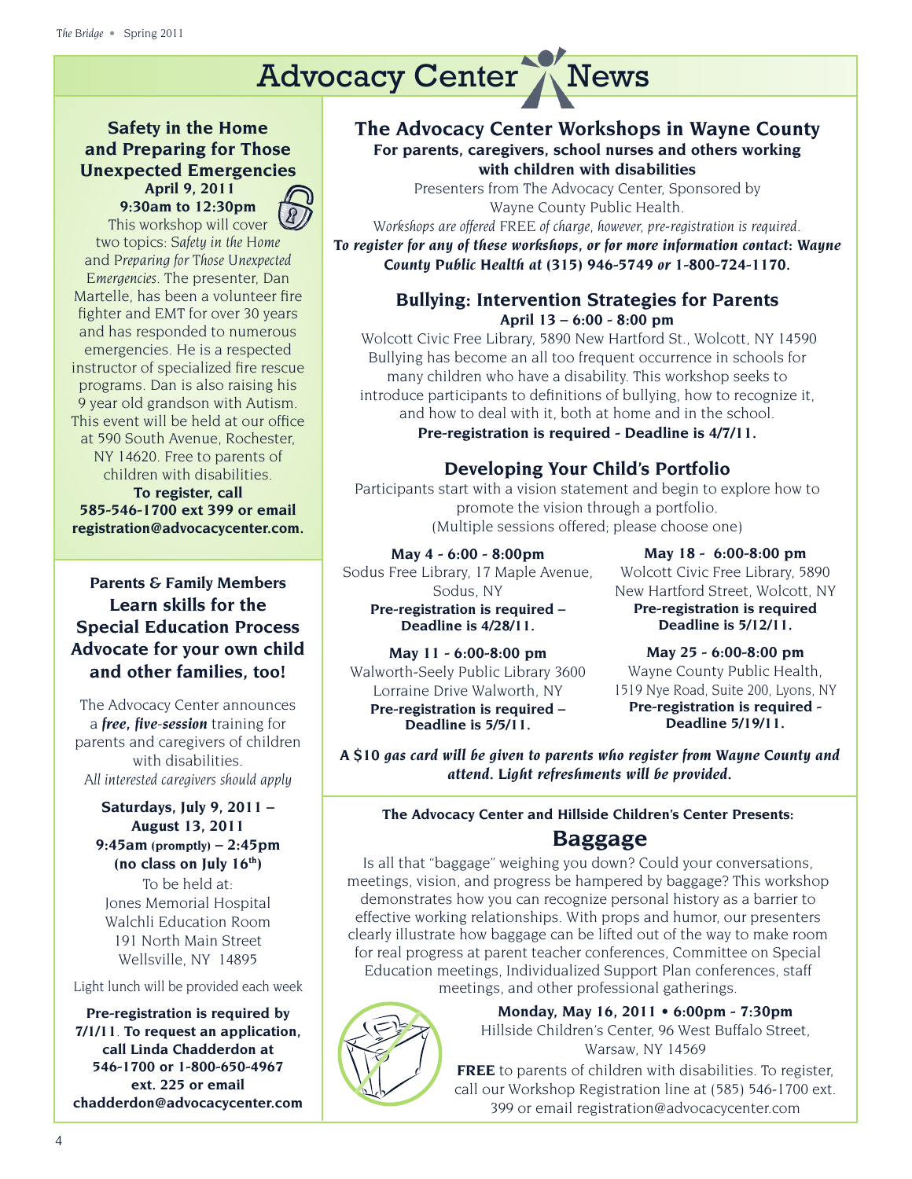# Advocacy Center News

## Safety in the Home and Preparing for Those Unexpected Emergencies

**April 9, 2011**
**9:30am to 12:30pm**

This workshop will cover two topics: *Safety in the Home* and *Preparing for Those Unexpected Emergencies*. The presenter, Dan Martelle, has been a volunteer fire fighter and EMT for over 30 years and has responded to numerous emergencies. He is a respected instructor of specialized fire rescue programs. Dan is also raising his 9 year old grandson with Autism. This event will be held at our office at 590 South Avenue, Rochester, NY 14620. Free to parents of children with disabilities.

**To register, call 585-546-1700 ext 399 or email registration@advocacycenter.com.**

## Parents & Family Members Learn skills for the Special Education Process Advocate for your own child and other families, too!

The Advocacy Center announces a ***free, five-session*** training for parents and caregivers of children with disabilities.

*All interested caregivers should apply*

**Saturdays, July 9, 2011 – August 13, 2011**
**9:45am (promptly) – 2:45pm**
**(no class on July 16th)**

To be held at:
Jones Memorial Hospital
Walchli Education Room
191 North Main Street
Wellsville, NY 14895

Light lunch will be provided each week

**Pre-registration is required by 7/1/11. To request an application, call Linda Chadderdon at 546-1700 or 1-800-650-4967 ext. 225 or email chadderdon@advocacycenter.com**

## The Advocacy Center Workshops in Wayne County

**For parents, caregivers, school nurses and others working with children with disabilities**

Presenters from The Advocacy Center, Sponsored by Wayne County Public Health.

*Workshops are offered FREE of charge, however, pre-registration is required.*

***To register for any of these workshops, or for more information contact: Wayne County Public Health at (315) 946-5749 or 1-800-724-1170.***

### Bullying: Intervention Strategies for Parents

**April 13 – 6:00 - 8:00 pm**

Wolcott Civic Free Library, 5890 New Hartford St., Wolcott, NY 14590

Bullying has become an all too frequent occurrence in schools for many children who have a disability. This workshop seeks to introduce participants to definitions of bullying, how to recognize it, and how to deal with it, both at home and in the school.

**Pre-registration is required - Deadline is 4/7/11.**

### Developing Your Child's Portfolio

Participants start with a vision statement and begin to explore how to promote the vision through a portfolio.
(Multiple sessions offered; please choose one)

**May 4 - 6:00 - 8:00pm**
Sodus Free Library, 17 Maple Avenue, Sodus, NY
**Pre-registration is required – Deadline is 4/28/11.**

**May 11 - 6:00-8:00 pm**
Walworth-Seely Public Library 3600 Lorraine Drive Walworth, NY
**Pre-registration is required – Deadline is 5/5/11.**

**May 18 - 6:00-8:00 pm**
Wolcott Civic Free Library, 5890 New Hartford Street, Wolcott, NY
**Pre-registration is required Deadline is 5/12/11.**

**May 25 - 6:00-8:00 pm**
Wayne County Public Health, 1519 Nye Road, Suite 200, Lyons, NY
**Pre-registration is required - Deadline 5/19/11.**

***A $10 gas card will be given to parents who register from Wayne County and attend. Light refreshments will be provided.***

**The Advocacy Center and Hillside Children's Center Presents:**

## Baggage

Is all that "baggage" weighing you down? Could your conversations, meetings, vision, and progress be hampered by baggage? This workshop demonstrates how you can recognize personal history as a barrier to effective working relationships. With props and humor, our presenters clearly illustrate how baggage can be lifted out of the way to make room for real progress at parent teacher conferences, Committee on Special Education meetings, Individualized Support Plan conferences, staff meetings, and other professional gatherings.

**Monday, May 16, 2011 • 6:00pm - 7:30pm**
Hillside Children's Center, 96 West Buffalo Street, Warsaw, NY 14569

**FREE** to parents of children with disabilities. To register, call our Workshop Registration line at (585) 546-1700 ext. 399 or email registration@advocacycenter.com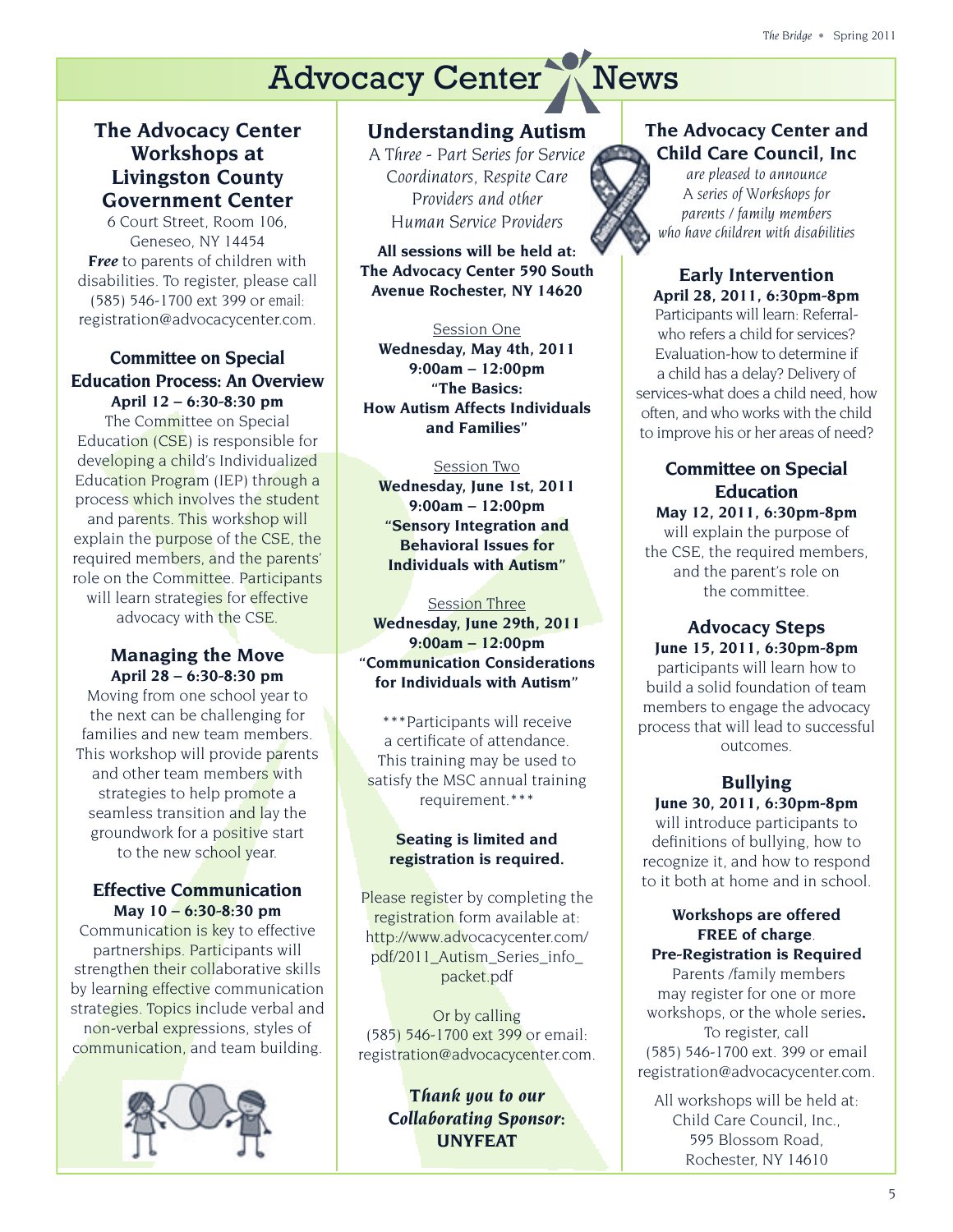# Advocacy Center News

## The Advocacy Center Workshops at Livingston County Government Center

6 Court Street, Room 106, Geneseo, NY 14454

***Free*** to parents of children with disabilities. To register, please call (585) 546-1700 ext 399 or email: registration@advocacycenter.com.

### Committee on Special Education Process: An Overview

**April 12 – 6:30-8:30 pm**

The Committee on Special Education (CSE) is responsible for developing a child's Individualized Education Program (IEP) through a process which involves the student and parents. This workshop will explain the purpose of the CSE, the required members, and the parents' role on the Committee. Participants will learn strategies for effective advocacy with the CSE.

### Managing the Move

**April 28 – 6:30-8:30 pm**

Moving from one school year to the next can be challenging for families and new team members. This workshop will provide parents and other team members with strategies to help promote a seamless transition and lay the groundwork for a positive start to the new school year.

### Effective Communication

**May 10 – 6:30-8:30 pm**

Communication is key to effective partnerships. Participants will strengthen their collaborative skills by learning effective communication strategies. Topics include verbal and non-verbal expressions, styles of communication, and team building.

## Understanding Autism

*A Three - Part Series for Service Coordinators, Respite Care Providers and other Human Service Providers*

**All sessions will be held at: The Advocacy Center 590 South Avenue Rochester, NY 14620**

Session One
**Wednesday, May 4th, 2011**
**9:00am – 12:00pm**
**"The Basics: How Autism Affects Individuals and Families"**

Session Two
**Wednesday, June 1st, 2011**
**9:00am – 12:00pm**
**"Sensory Integration and Behavioral Issues for Individuals with Autism"**

Session Three
**Wednesday, June 29th, 2011**
**9:00am – 12:00pm**
**"Communication Considerations for Individuals with Autism"**

***Participants will receive a certificate of attendance. This training may be used to satisfy the MSC annual training requirement.***

**Seating is limited and registration is required.**

Please register by completing the registration form available at: http://www.advocacycenter.com/pdf/2011_Autism_Series_info_packet.pdf

Or by calling (585) 546-1700 ext 399 or email: registration@advocacycenter.com.

***Thank you to our Collaborating Sponsor:***
**UNYFEAT**

## The Advocacy Center and Child Care Council, Inc

*are pleased to announce A series of Workshops for parents / family members who have children with disabilities*

### Early Intervention

**April 28, 2011, 6:30pm-8pm**

Participants will learn: Referral-who refers a child for services? Evaluation-how to determine if a child has a delay? Delivery of services-what does a child need, how often, and who works with the child to improve his or her areas of need?

### Committee on Special Education

**May 12, 2011, 6:30pm-8pm**

will explain the purpose of the CSE, the required members, and the parent's role on the committee.

### Advocacy Steps

**June 15, 2011, 6:30pm-8pm**

participants will learn how to build a solid foundation of team members to engage the advocacy process that will lead to successful outcomes.

### Bullying

**June 30, 2011, 6:30pm-8pm**

will introduce participants to definitions of bullying, how to recognize it, and how to respond to it both at home and in school.

**Workshops are offered FREE of charge.**
**Pre-Registration is Required**

Parents /family members may register for one or more workshops, or the whole series**.** To register, call (585) 546-1700 ext. 399 or email registration@advocacycenter.com.

All workshops will be held at: Child Care Council, Inc., 595 Blossom Road, Rochester, NY 14610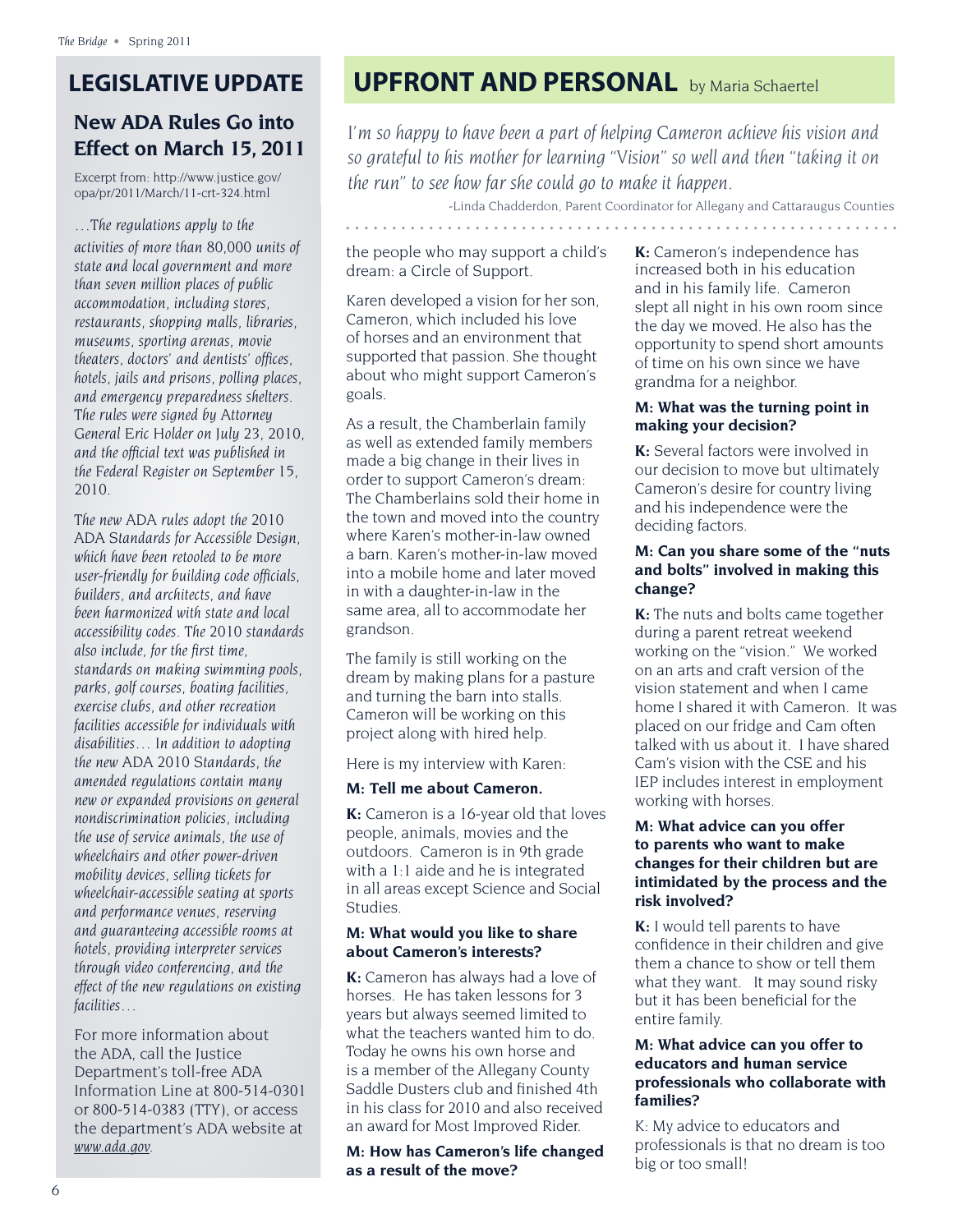## LEGISLATIVE UPDATE

### New ADA Rules Go into Effect on March 15, 2011

Excerpt from: http://www.justice.gov/opa/pr/2011/March/11-crt-324.html

*…The regulations apply to the activities of more than 80,000 units of state and local government and more than seven million places of public accommodation, including stores, restaurants, shopping malls, libraries, museums, sporting arenas, movie theaters, doctors' and dentists' offices, hotels, jails and prisons, polling places, and emergency preparedness shelters. The rules were signed by Attorney General Eric Holder on July 23, 2010, and the official text was published in the Federal Register on September 15, 2010.*

*The new ADA rules adopt the 2010 ADA Standards for Accessible Design, which have been retooled to be more user-friendly for building code officials, builders, and architects, and have been harmonized with state and local accessibility codes. The 2010 standards also include, for the first time, standards on making swimming pools, parks, golf courses, boating facilities, exercise clubs, and other recreation facilities accessible for individuals with disabilities… In addition to adopting the new ADA 2010 Standards, the amended regulations contain many new or expanded provisions on general nondiscrimination policies, including the use of service animals, the use of wheelchairs and other power-driven mobility devices, selling tickets for wheelchair-accessible seating at sports and performance venues, reserving and guaranteeing accessible rooms at hotels, providing interpreter services through video conferencing, and the effect of the new regulations on existing facilities…*

For more information about the ADA, call the Justice Department's toll-free ADA Information Line at 800-514-0301 or 800-514-0383 (TTY), or access the department's ADA website at *www.ada.gov*.

## UPFRONT AND PERSONAL by Maria Schaertel

*I'm so happy to have been a part of helping Cameron achieve his vision and so grateful to his mother for learning "Vision" so well and then "taking it on the run" to see how far she could go to make it happen.*

-Linda Chadderdon, Parent Coordinator for Allegany and Cattaraugus Counties

the people who may support a child's dream: a Circle of Support.

Karen developed a vision for her son, Cameron, which included his love of horses and an environment that supported that passion. She thought about who might support Cameron's goals.

As a result, the Chamberlain family as well as extended family members made a big change in their lives in order to support Cameron's dream: The Chamberlains sold their home in the town and moved into the country where Karen's mother-in-law owned a barn. Karen's mother-in-law moved into a mobile home and later moved in with a daughter-in-law in the same area, all to accommodate her grandson.

The family is still working on the dream by making plans for a pasture and turning the barn into stalls. Cameron will be working on this project along with hired help.

Here is my interview with Karen:

**M: Tell me about Cameron.**

**K:** Cameron is a 16-year old that loves people, animals, movies and the outdoors. Cameron is in 9th grade with a 1:1 aide and he is integrated in all areas except Science and Social Studies.

**M: What would you like to share about Cameron's interests?**

**K:** Cameron has always had a love of horses. He has taken lessons for 3 years but always seemed limited to what the teachers wanted him to do. Today he owns his own horse and is a member of the Allegany County Saddle Dusters club and finished 4th in his class for 2010 and also received an award for Most Improved Rider.

**M: How has Cameron's life changed as a result of the move?**

**K:** Cameron's independence has increased both in his education and in his family life. Cameron slept all night in his own room since the day we moved. He also has the opportunity to spend short amounts of time on his own since we have grandma for a neighbor.

**M: What was the turning point in making your decision?**

**K:** Several factors were involved in our decision to move but ultimately Cameron's desire for country living and his independence were the deciding factors.

**M: Can you share some of the "nuts and bolts" involved in making this change?**

**K:** The nuts and bolts came together during a parent retreat weekend working on the "vision." We worked on an arts and craft version of the vision statement and when I came home I shared it with Cameron. It was placed on our fridge and Cam often talked with us about it. I have shared Cam's vision with the CSE and his IEP includes interest in employment working with horses.

**M: What advice can you offer to parents who want to make changes for their children but are intimidated by the process and the risk involved?**

**K:** I would tell parents to have confidence in their children and give them a chance to show or tell them what they want. It may sound risky but it has been beneficial for the entire family.

**M: What advice can you offer to educators and human service professionals who collaborate with families?**

K: My advice to educators and professionals is that no dream is too big or too small!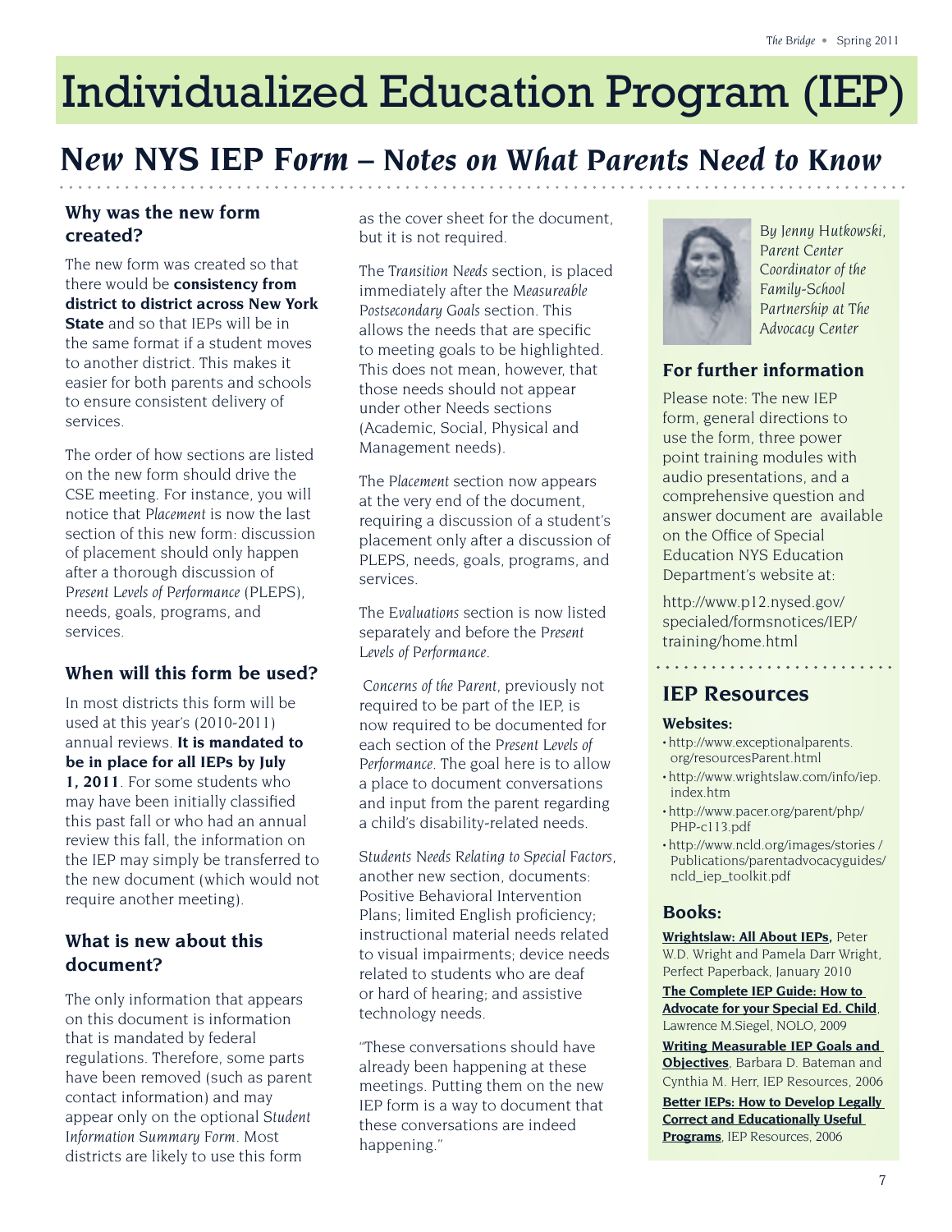# Individualized Education Program (IEP)

## *New* NYS IEP *Form* – *Notes on What Parents Need to Know*

### Why was the new form created?

The new form was created so that there would be **consistency from district to district across New York State** and so that IEPs will be in the same format if a student moves to another district. This makes it easier for both parents and schools to ensure consistent delivery of services.

The order of how sections are listed on the new form should drive the CSE meeting. For instance, you will notice that *Placement* is now the last section of this new form: discussion of placement should only happen after a thorough discussion of *Present Levels of Performance* (PLEPS), needs, goals, programs, and services.

### When will this form be used?

In most districts this form will be used at this year's (2010-2011) annual reviews. **It is mandated to be in place for all IEPs by July 1, 2011**. For some students who may have been initially classified this past fall or who had an annual review this fall, the information on the IEP may simply be transferred to the new document (which would not require another meeting).

### What is new about this document?

The only information that appears on this document is information that is mandated by federal regulations. Therefore, some parts have been removed (such as parent contact information) and may appear only on the optional *Student Information Summary Form*. Most districts are likely to use this form as the cover sheet for the document, but it is not required.

The *Transition Needs* section, is placed immediately after the *Measureable Postsecondary Goals* section. This allows the needs that are specific to meeting goals to be highlighted. This does not mean, however, that those needs should not appear under other Needs sections (Academic, Social, Physical and Management needs).

The *Placement* section now appears at the very end of the document, requiring a discussion of a student's placement only after a discussion of PLEPS, needs, goals, programs, and services.

The *Evaluations* section is now listed separately and before the *Present Levels of Performance*.

*Concerns of the Parent*, previously not required to be part of the IEP, is now required to be documented for each section of the *Present Levels of Performance*. The goal here is to allow a place to document conversations and input from the parent regarding a child's disability-related needs.

*Students Needs Relating to Special Factors*, another new section, documents: Positive Behavioral Intervention Plans; limited English proficiency; instructional material needs related to visual impairments; device needs related to students who are deaf or hard of hearing; and assistive technology needs.

"These conversations should have already been happening at these meetings. Putting them on the new IEP form is a way to document that these conversations are indeed happening."

*By Jenny Hutkowski, Parent Center Coordinator of the Family-School Partnership at The Advocacy Center*

### For further information

Please note: The new IEP form, general directions to use the form, three power point training modules with audio presentations, and a comprehensive question and answer document are available on the Office of Special Education NYS Education Department's website at:

http://www.p12.nysed.gov/specialed/formsnotices/IEP/training/home.html

### IEP Resources

**Websites:**

- http://www.exceptionalparents.org/resourcesParent.html
- http://www.wrightslaw.com/info/iep.index.htm
- http://www.pacer.org/parent/php/PHP-c113.pdf
- http://www.ncld.org/images/stories / Publications/parentadvocacyguides/ncld_iep_toolkit.pdf

**Books:**

**Wrightslaw: All About IEPs**, Peter W.D. Wright and Pamela Darr Wright, Perfect Paperback, January 2010

**The Complete IEP Guide: How to Advocate for your Special Ed. Child**, Lawrence M.Siegel, NOLO, 2009

**Writing Measurable IEP Goals and Objectives**, Barbara D. Bateman and Cynthia M. Herr, IEP Resources, 2006

**Better IEPs: How to Develop Legally Correct and Educationally Useful Programs**, IEP Resources, 2006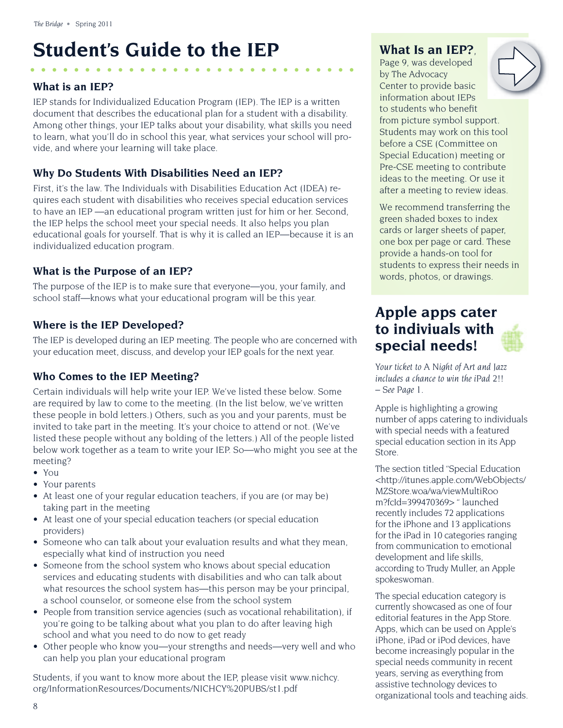# Student's Guide to the IEP

## What is an IEP?

IEP stands for Individualized Education Program (IEP). The IEP is a written document that describes the educational plan for a student with a disability. Among other things, your IEP talks about your disability, what skills you need to learn, what you'll do in school this year, what services your school will provide, and where your learning will take place.

## Why Do Students With Disabilities Need an IEP?

First, it's the law. The Individuals with Disabilities Education Act (IDEA) requires each student with disabilities who receives special education services to have an IEP —an educational program written just for him or her. Second, the IEP helps the school meet your special needs. It also helps you plan educational goals for yourself. That is why it is called an IEP—because it is an individualized education program.

## What is the Purpose of an IEP?

The purpose of the IEP is to make sure that everyone—you, your family, and school staff—knows what your educational program will be this year.

## Where is the IEP Developed?

The IEP is developed during an IEP meeting. The people who are concerned with your education meet, discuss, and develop your IEP goals for the next year.

## Who Comes to the IEP Meeting?

Certain individuals will help write your IEP. We've listed these below. Some are required by law to come to the meeting. (In the list below, we've written these people in bold letters.) Others, such as you and your parents, must be invited to take part in the meeting. It's your choice to attend or not. (We've listed these people without any bolding of the letters.) All of the people listed below work together as a team to write your IEP. So—who might you see at the meeting?

- You
- Your parents
- At least one of your regular education teachers, if you are (or may be) taking part in the meeting
- At least one of your special education teachers (or special education providers)
- Someone who can talk about your evaluation results and what they mean, especially what kind of instruction you need
- Someone from the school system who knows about special education services and educating students with disabilities and who can talk about what resources the school system has—this person may be your principal, a school counselor, or someone else from the school system
- People from transition service agencies (such as vocational rehabilitation), if you're going to be talking about what you plan to do after leaving high school and what you need to do now to get ready
- Other people who know you—your strengths and needs—very well and who can help you plan your educational program

Students, if you want to know more about the IEP, please visit www.nichcy.org/InformationResources/Documents/NICHCY%20PUBS/st1.pdf

## What Is an IEP?,

Page 9, was developed by The Advocacy Center to provide basic information about IEPs to students who benefit from picture symbol support. Students may work on this tool before a CSE (Committee on Special Education) meeting or Pre-CSE meeting to contribute ideas to the meeting. Or use it after a meeting to review ideas.

We recommend transferring the green shaded boxes to index cards or larger sheets of paper, one box per page or card. These provide a hands-on tool for students to express their needs in words, photos, or drawings.

# Apple apps cater to indiviuals with special needs!

*Your ticket to A Night of Art and Jazz includes a chance to win the iPad 2!! – See Page 1.*

Apple is highlighting a growing number of apps catering to individuals with special needs with a featured special education section in its App Store.

The section titled "Special Education <http://itunes.apple.com/WebObjects/MZStore.woa/wa/viewMultiRoom?fcId=399470369> " launched recently includes 72 applications for the iPhone and 13 applications for the iPad in 10 categories ranging from communication to emotional development and life skills, according to Trudy Muller, an Apple spokeswoman.

The special education category is currently showcased as one of four editorial features in the App Store. Apps, which can be used on Apple's iPhone, iPad or iPod devices, have become increasingly popular in the special needs community in recent years, serving as everything from assistive technology devices to organizational tools and teaching aids.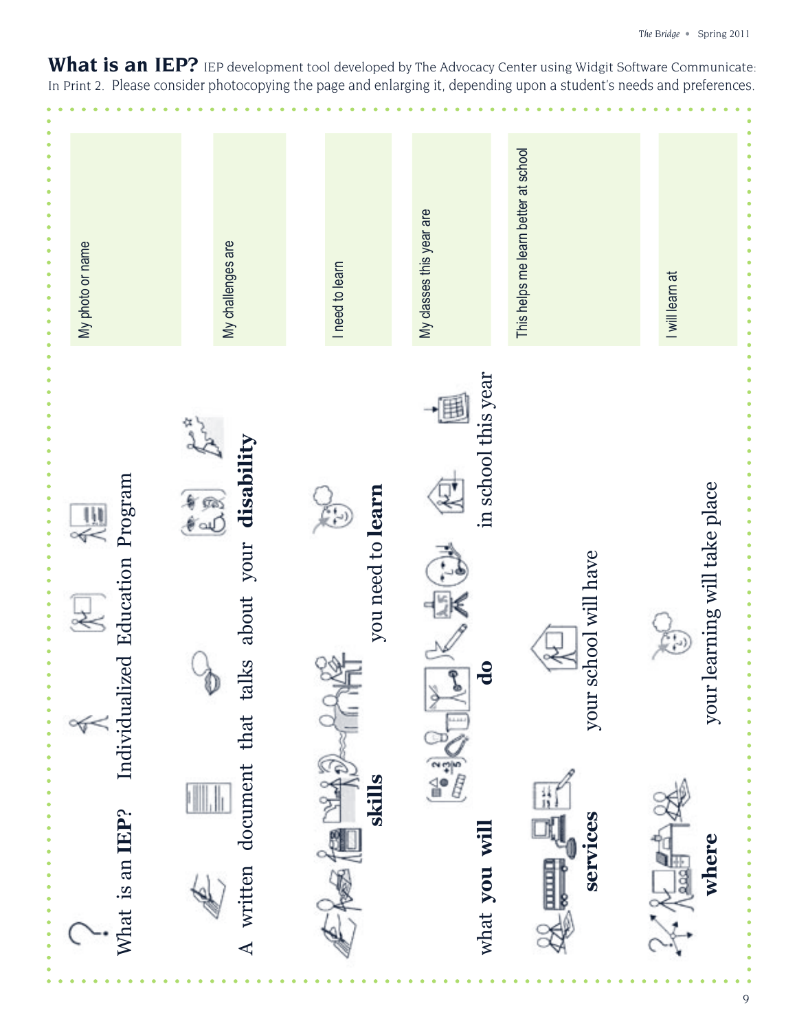**What is an IEP?** IEP development tool developed by The Advocacy Center using Widgit Software Communicate: In Print 2. Please consider photocopying the page and enlarging it, depending upon a student's needs and preferences.

| | |
|---|---|
| What is an **IEP**? Individualized Education Program | My photo or name |
| A written document that talks about your **disability** | My challenges are |
| **skills** you need to **learn** | I need to learn |
| what **you will do** in school this year | My classes this year are |
| **services** your school will have | This helps me learn better at school |
| **where** your learning will take place | I will learn at |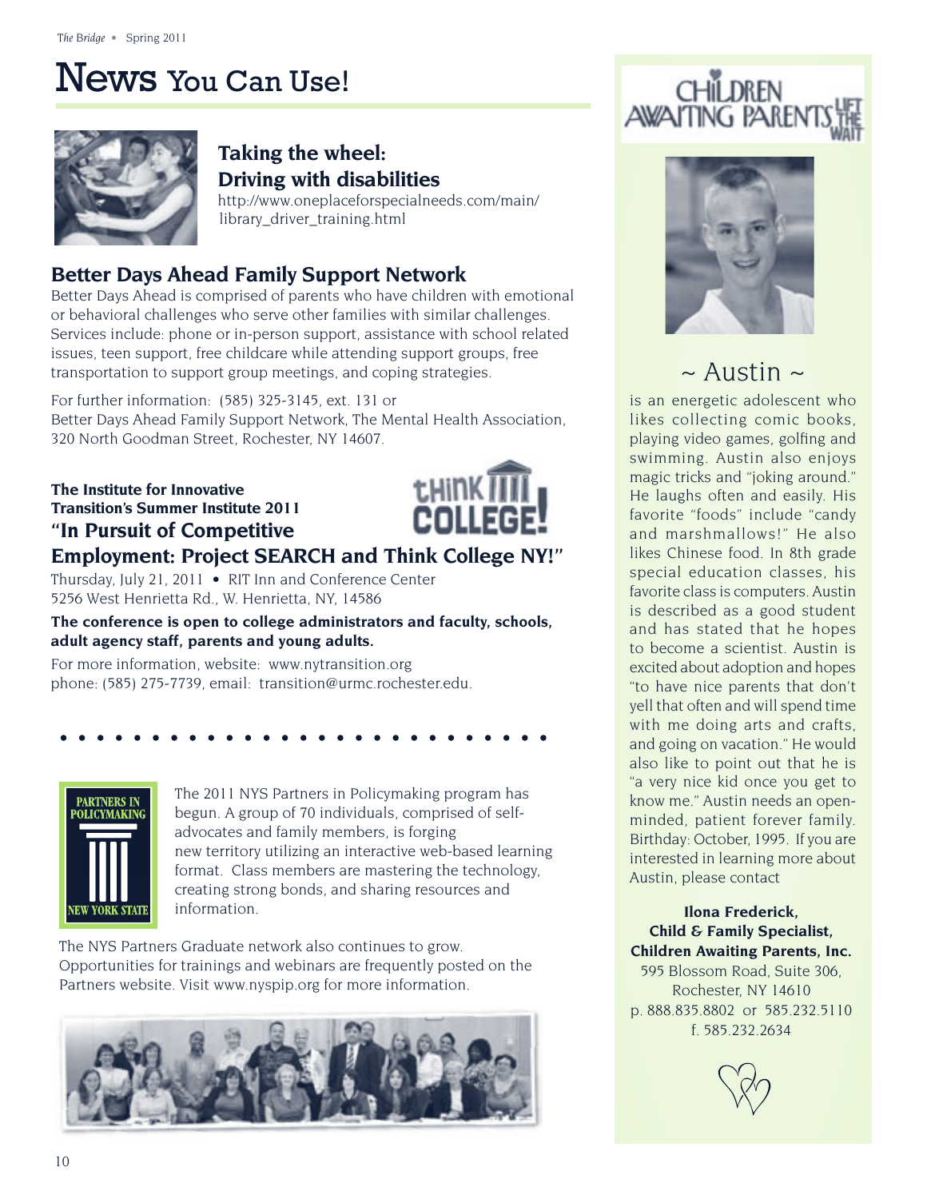# News You Can Use!

### Taking the wheel: Driving with disabilities

http://www.oneplaceforspecialneeds.com/main/library_driver_training.html

### Better Days Ahead Family Support Network

Better Days Ahead is comprised of parents who have children with emotional or behavioral challenges who serve other families with similar challenges. Services include: phone or in-person support, assistance with school related issues, teen support, free childcare while attending support groups, free transportation to support group meetings, and coping strategies.

For further information: (585) 325-3145, ext. 131 or
Better Days Ahead Family Support Network, The Mental Health Association, 320 North Goodman Street, Rochester, NY 14607.

**The Institute for Innovative Transition's Summer Institute 2011**

### "In Pursuit of Competitive Employment: Project SEARCH and Think College NY!"

Thursday, July 21, 2011 • RIT Inn and Conference Center
5256 West Henrietta Rd., W. Henrietta, NY, 14586

**The conference is open to college administrators and faculty, schools, adult agency staff, parents and young adults.**

For more information, website: www.nytransition.org
phone: (585) 275-7739, email: transition@urmc.rochester.edu.

---

The 2011 NYS Partners in Policymaking program has begun. A group of 70 individuals, comprised of self-advocates and family members, is forging new territory utilizing an interactive web-based learning format. Class members are mastering the technology, creating strong bonds, and sharing resources and information.

The NYS Partners Graduate network also continues to grow. Opportunities for trainings and webinars are frequently posted on the Partners website. Visit www.nyspip.org for more information.

---

## Children Awaiting Parents — Lift the Wait

### ~ Austin ~

is an energetic adolescent who likes collecting comic books, playing video games, golfing and swimming. Austin also enjoys magic tricks and "joking around." He laughs often and easily. His favorite "foods" include "candy and marshmallows!" He also likes Chinese food. In 8th grade special education classes, his favorite class is computers. Austin is described as a good student and has stated that he hopes to become a scientist. Austin is excited about adoption and hopes "to have nice parents that don't yell that often and will spend time with me doing arts and crafts, and going on vacation." He would also like to point out that he is "a very nice kid once you get to know me." Austin needs an open-minded, patient forever family. Birthday: October, 1995. If you are interested in learning more about Austin, please contact

**Ilona Frederick,**
**Child & Family Specialist,**
**Children Awaiting Parents, Inc.**
595 Blossom Road, Suite 306,
Rochester, NY 14610
p. 888.835.8802 or 585.232.5110
f. 585.232.2634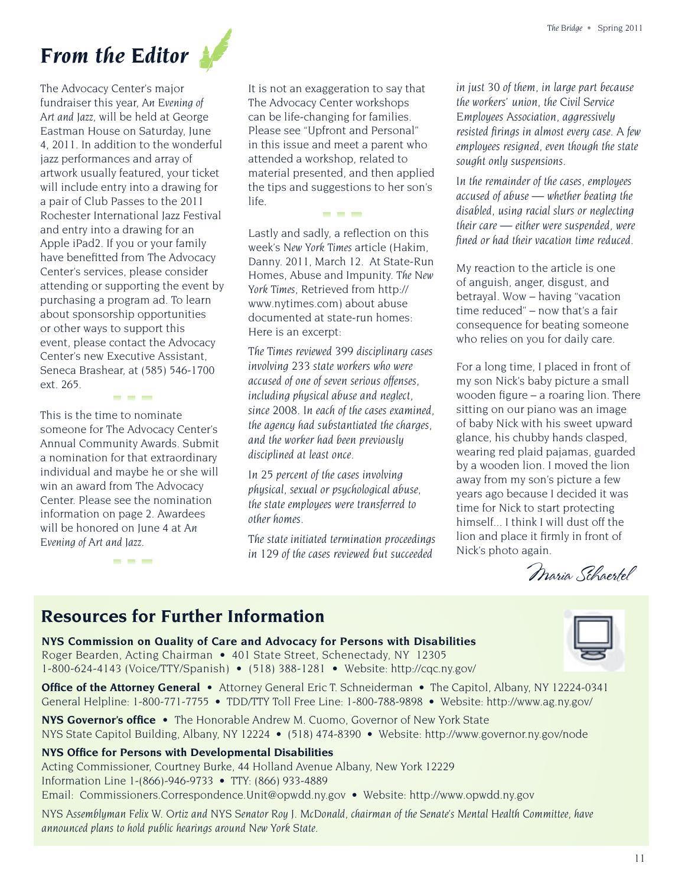# From the Editor

The Advocacy Center's major fundraiser this year, *An Evening of Art and Jazz*, will be held at George Eastman House on Saturday, June 4, 2011. In addition to the wonderful jazz performances and array of artwork usually featured, your ticket will include entry into a drawing for a pair of Club Passes to the 2011 Rochester International Jazz Festival and entry into a drawing for an Apple iPad2. If you or your family have benefitted from The Advocacy Center's services, please consider attending or supporting the event by purchasing a program ad. To learn about sponsorship opportunities or other ways to support this event, please contact the Advocacy Center's new Executive Assistant, Seneca Brashear, at (585) 546-1700 ext. 265.

This is the time to nominate someone for The Advocacy Center's Annual Community Awards. Submit a nomination for that extraordinary individual and maybe he or she will win an award from The Advocacy Center. Please see the nomination information on page 2. Awardees will be honored on June 4 at *An Evening of Art and Jazz*.

It is not an exaggeration to say that The Advocacy Center workshops can be life-changing for families. Please see "Upfront and Personal" in this issue and meet a parent who attended a workshop, related to material presented, and then applied the tips and suggestions to her son's life.

Lastly and sadly, a reflection on this week's *New York Times* article (Hakim, Danny. 2011, March 12. At State-Run Homes, Abuse and Impunity. *The New York Times*, Retrieved from http://www.nytimes.com) about abuse documented at state-run homes: Here is an excerpt:

*The Times reviewed 399 disciplinary cases involving 233 state workers who were accused of one of seven serious offenses, including physical abuse and neglect, since 2008. In each of the cases examined, the agency had substantiated the charges, and the worker had been previously disciplined at least once.*

*In 25 percent of the cases involving physical, sexual or psychological abuse, the state employees were transferred to other homes.*

*The state initiated termination proceedings in 129 of the cases reviewed but succeeded in just 30 of them, in large part because the workers' union, the Civil Service Employees Association, aggressively resisted firings in almost every case. A few employees resigned, even though the state sought only suspensions.*

*In the remainder of the cases, employees accused of abuse — whether beating the disabled, using racial slurs or neglecting their care — either were suspended, were fined or had their vacation time reduced.*

My reaction to the article is one of anguish, anger, disgust, and betrayal. Wow – having "vacation time reduced" – now that's a fair consequence for beating someone who relies on you for daily care.

For a long time, I placed in front of my son Nick's baby picture a small wooden figure – a roaring lion. There sitting on our piano was an image of baby Nick with his sweet upward glance, his chubby hands clasped, wearing red plaid pajamas, guarded by a wooden lion. I moved the lion away from my son's picture a few years ago because I decided it was time for Nick to start protecting himself... I think I will dust off the lion and place it firmly in front of Nick's photo again.

*Maria Schaertel*

## Resources for Further Information

**NYS Commission on Quality of Care and Advocacy for Persons with Disabilities**
Roger Bearden, Acting Chairman • 401 State Street, Schenectady, NY 12305
1-800-624-4143 (Voice/TTY/Spanish) • (518) 388-1281 • Website: http://cqc.ny.gov/

**Office of the Attorney General** • Attorney General Eric T. Schneiderman • The Capitol, Albany, NY 12224-0341
General Helpline: 1-800-771-7755 • TDD/TTY Toll Free Line: 1-800-788-9898 • Website: http://www.ag.ny.gov/

**NYS Governor's office** • The Honorable Andrew M. Cuomo, Governor of New York State
NYS State Capitol Building, Albany, NY 12224 • (518) 474-8390 • Website: http://www.governor.ny.gov/node

**NYS Office for Persons with Developmental Disabilities**
Acting Commissioner, Courtney Burke, 44 Holland Avenue Albany, New York 12229
Information Line 1-(866)-946-9733 • TTY: (866) 933-4889
Email: Commissioners.Correspondence.Unit@opwdd.ny.gov • Website: http://www.opwdd.ny.gov

*NYS Assemblyman Felix W. Ortiz and NYS Senator Roy J. McDonald, chairman of the Senate's Mental Health Committee, have announced plans to hold public hearings around New York State.*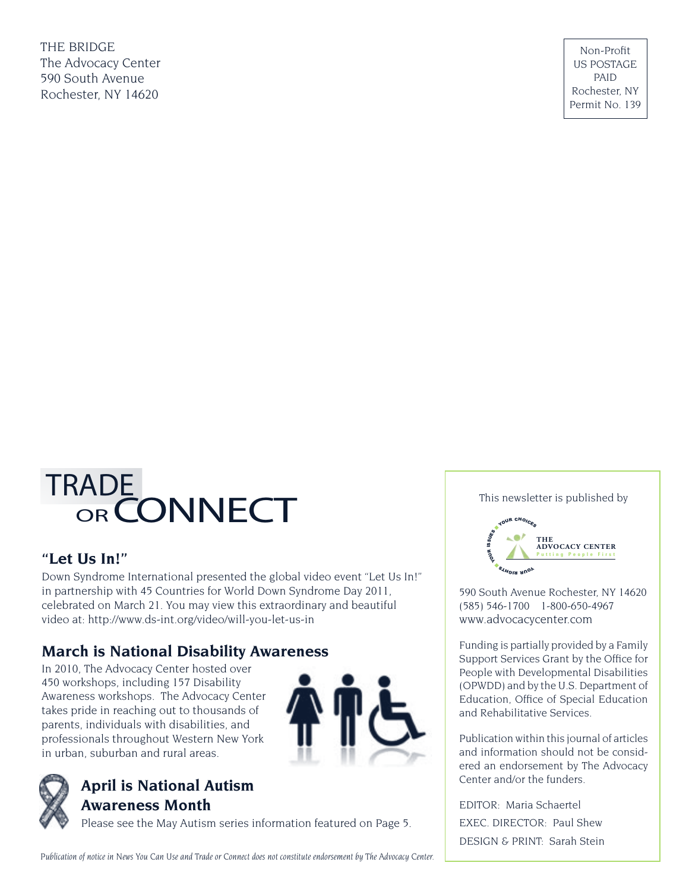THE BRIDGE
The Advocacy Center
590 South Avenue
Rochester, NY 14620

Non-Profit
US POSTAGE
PAID
Rochester, NY
Permit No. 139

# TRADE OR CONNECT

## "Let Us In!"

Down Syndrome International presented the global video event "Let Us In!" in partnership with 45 Countries for World Down Syndrome Day 2011, celebrated on March 21. You may view this extraordinary and beautiful video at: http://www.ds-int.org/video/will-you-let-us-in

## March is National Disability Awareness

In 2010, The Advocacy Center hosted over 450 workshops, including 157 Disability Awareness workshops. The Advocacy Center takes pride in reaching out to thousands of parents, individuals with disabilities, and professionals throughout Western New York in urban, suburban and rural areas.

## April is National Autism Awareness Month

Please see the May Autism series information featured on Page 5.

*Publication of notice in News You Can Use and Trade or Connect does not constitute endorsement by The Advocacy Center.*

This newsletter is published by

THE ADVOCACY CENTER
Putting People First
YOUR CHOICES • YOUR ISSUES • YOUR RIGHTS

590 South Avenue Rochester, NY 14620
(585) 546-1700 1-800-650-4967
www.advocacycenter.com

Funding is partially provided by a Family Support Services Grant by the Office for People with Developmental Disabilities (OPWDD) and by the U.S. Department of Education, Office of Special Education and Rehabilitative Services.

Publication within this journal of articles and information should not be considered an endorsement by The Advocacy Center and/or the funders.

EDITOR: Maria Schaertel
EXEC. DIRECTOR: Paul Shew
DESIGN & PRINT: Sarah Stein